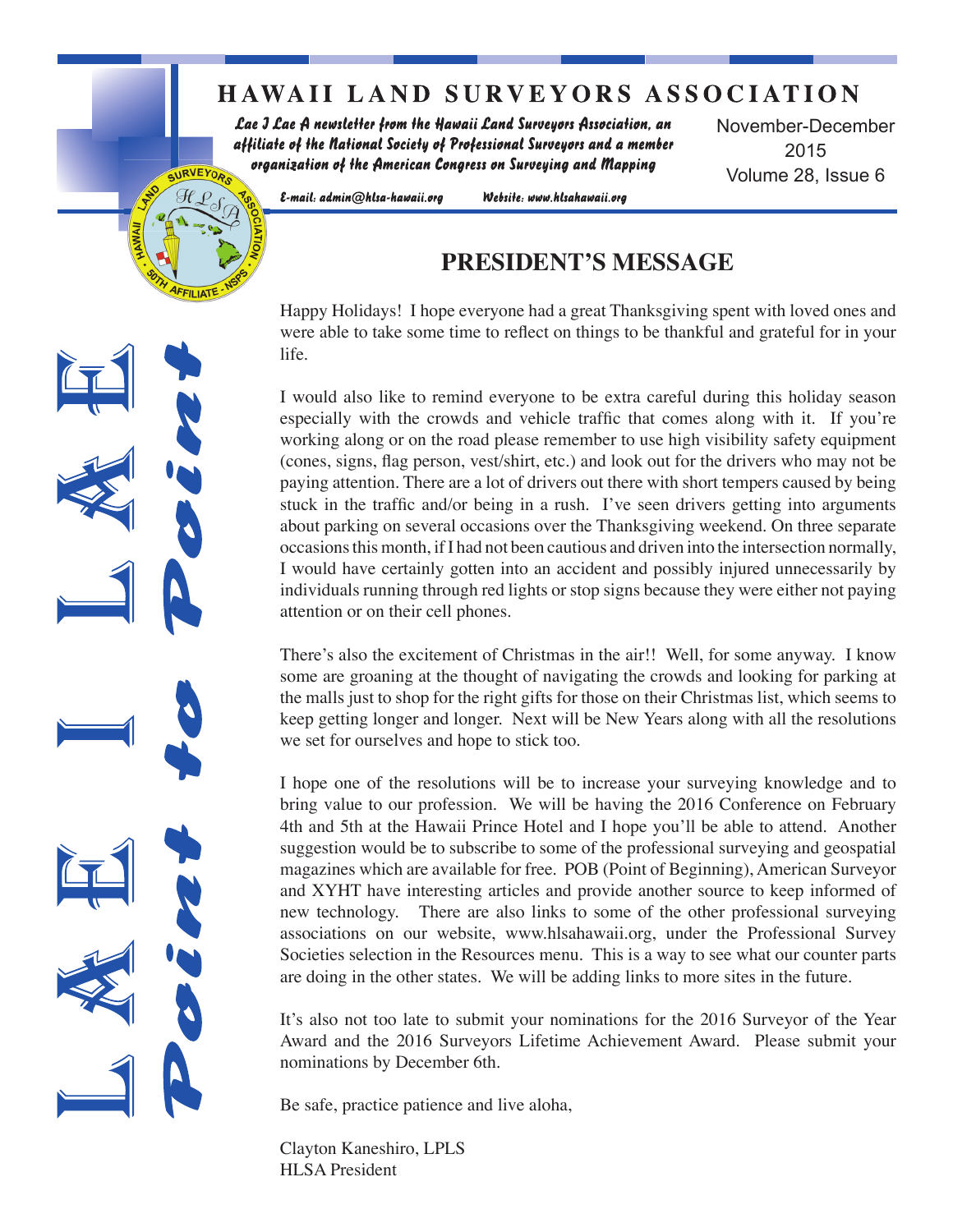# HAWAII LAND SURVEYORS ASSOCIATION

*Lae I Lae A newsletter from the Hawaii Land Surveyors Association, an affiliate of the National Society of Professional Surveyors and a member organization of the American Congress on Surveying and Mapping*

November-December 2015
Volume 28, Issue 6

*E-mail: admin@hlsa-hawaii.org* *Website: www.hlsahawaii.org*

LAE I LAE
*Point to Point*

## PRESIDENT'S MESSAGE

Happy Holidays! I hope everyone had a great Thanksgiving spent with loved ones and were able to take some time to reflect on things to be thankful and grateful for in your life.

I would also like to remind everyone to be extra careful during this holiday season especially with the crowds and vehicle traffic that comes along with it. If you're working along or on the road please remember to use high visibility safety equipment (cones, signs, flag person, vest/shirt, etc.) and look out for the drivers who may not be paying attention. There are a lot of drivers out there with short tempers caused by being stuck in the traffic and/or being in a rush. I've seen drivers getting into arguments about parking on several occasions over the Thanksgiving weekend. On three separate occasions this month, if I had not been cautious and driven into the intersection normally, I would have certainly gotten into an accident and possibly injured unnecessarily by individuals running through red lights or stop signs because they were either not paying attention or on their cell phones.

There's also the excitement of Christmas in the air!! Well, for some anyway. I know some are groaning at the thought of navigating the crowds and looking for parking at the malls just to shop for the right gifts for those on their Christmas list, which seems to keep getting longer and longer. Next will be New Years along with all the resolutions we set for ourselves and hope to stick too.

I hope one of the resolutions will be to increase your surveying knowledge and to bring value to our profession. We will be having the 2016 Conference on February 4th and 5th at the Hawaii Prince Hotel and I hope you'll be able to attend. Another suggestion would be to subscribe to some of the professional surveying and geospatial magazines which are available for free. POB (Point of Beginning), American Surveyor and XYHT have interesting articles and provide another source to keep informed of new technology. There are also links to some of the other professional surveying associations on our website, www.hlsahawaii.org, under the Professional Survey Societies selection in the Resources menu. This is a way to see what our counter parts are doing in the other states. We will be adding links to more sites in the future.

It's also not too late to submit your nominations for the 2016 Surveyor of the Year Award and the 2016 Surveyors Lifetime Achievement Award. Please submit your nominations by December 6th.

Be safe, practice patience and live aloha,

Clayton Kaneshiro, LPLS
HLSA President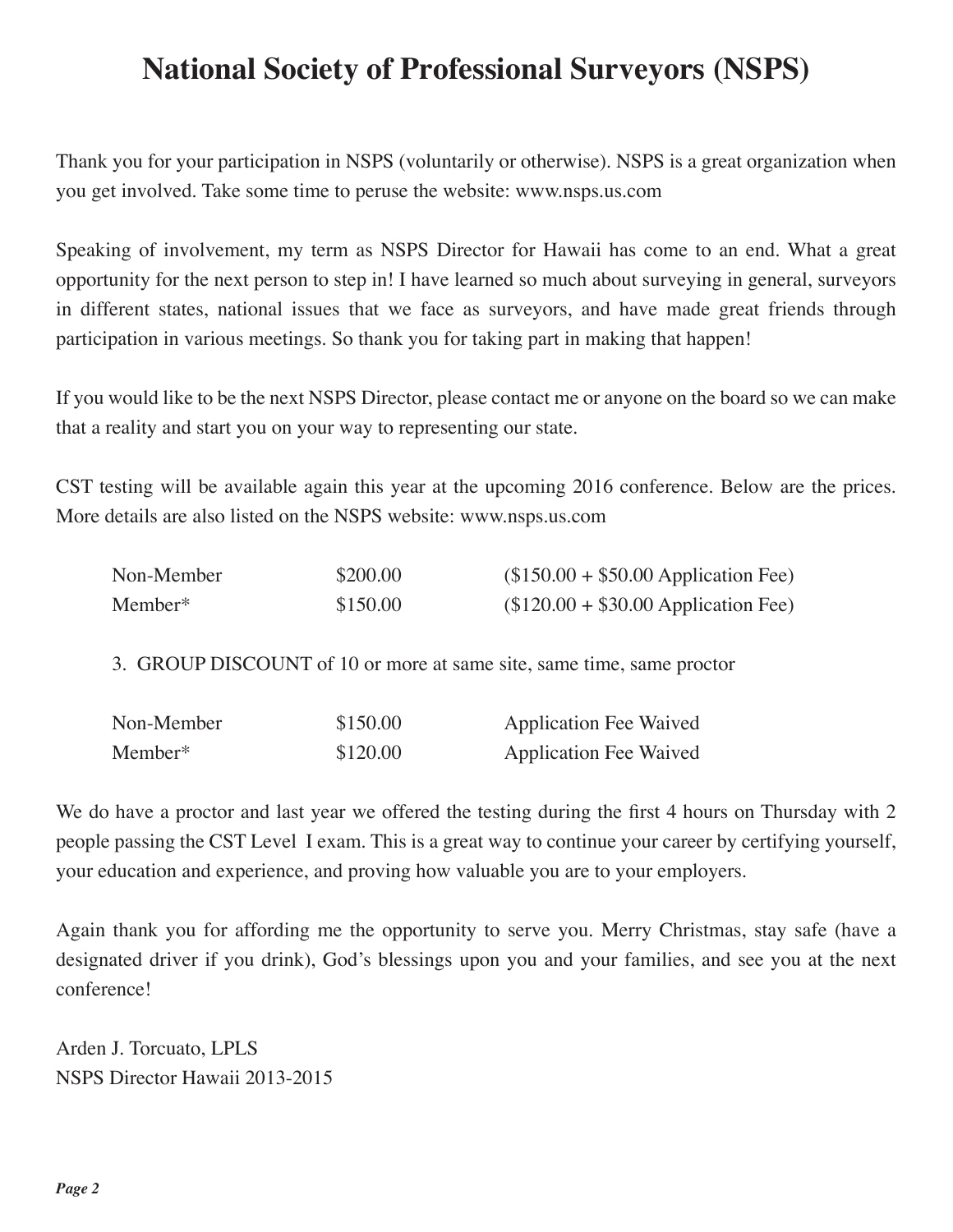# National Society of Professional Surveyors (NSPS)

Thank you for your participation in NSPS (voluntarily or otherwise). NSPS is a great organization when you get involved. Take some time to peruse the website: www.nsps.us.com

Speaking of involvement, my term as NSPS Director for Hawaii has come to an end. What a great opportunity for the next person to step in! I have learned so much about surveying in general, surveyors in different states, national issues that we face as surveyors, and have made great friends through participation in various meetings. So thank you for taking part in making that happen!

If you would like to be the next NSPS Director, please contact me or anyone on the board so we can make that a reality and start you on your way to representing our state.

CST testing will be available again this year at the upcoming 2016 conference. Below are the prices. More details are also listed on the NSPS website: www.nsps.us.com

| | | |
|---|---|---|
| Non-Member | $200.00 | ($150.00 + $50.00 Application Fee) |
| Member* | $150.00 | ($120.00 + $30.00 Application Fee) |

3. GROUP DISCOUNT of 10 or more at same site, same time, same proctor

| | | |
|---|---|---|
| Non-Member | $150.00 | Application Fee Waived |
| Member* | $120.00 | Application Fee Waived |

We do have a proctor and last year we offered the testing during the first 4 hours on Thursday with 2 people passing the CST Level I exam. This is a great way to continue your career by certifying yourself, your education and experience, and proving how valuable you are to your employers.

Again thank you for affording me the opportunity to serve you. Merry Christmas, stay safe (have a designated driver if you drink), God's blessings upon you and your families, and see you at the next conference!

Arden J. Torcuato, LPLS
NSPS Director Hawaii 2013-2015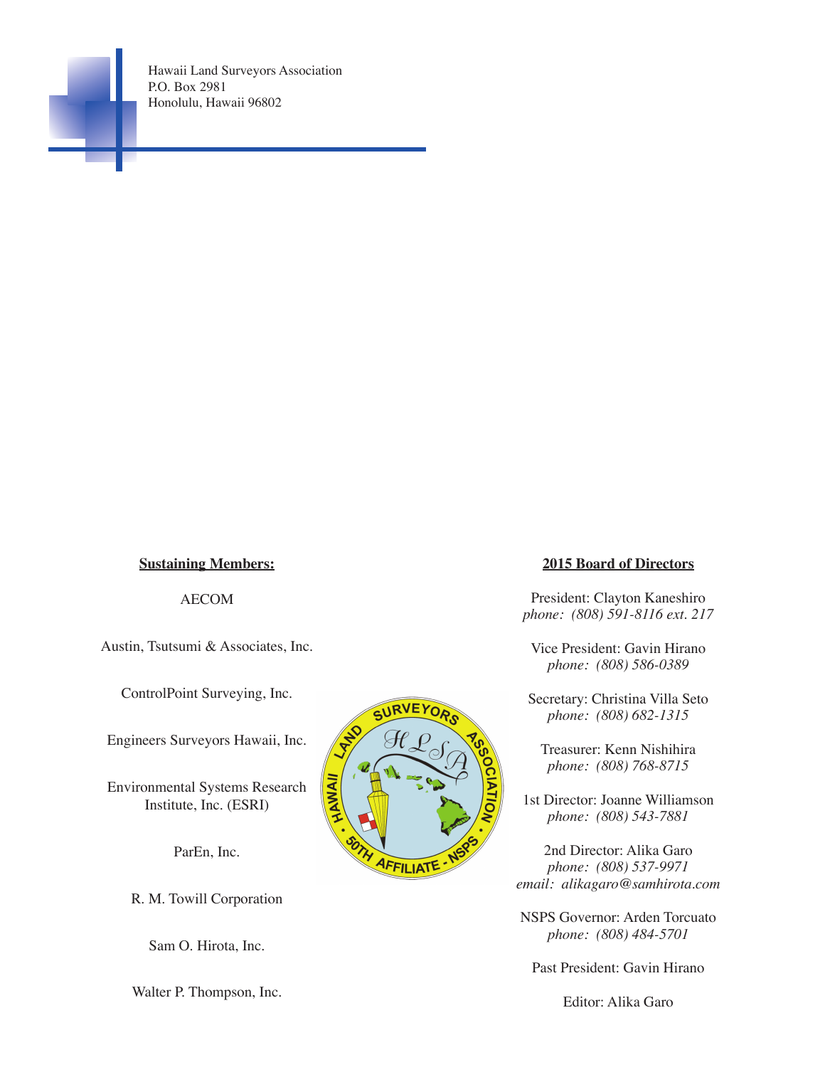Hawaii Land Surveyors Association
P.O. Box 2981
Honolulu, Hawaii 96802

**Sustaining Members:**

AECOM

Austin, Tsutsumi & Associates, Inc.

ControlPoint Surveying, Inc.

Engineers Surveyors Hawaii, Inc.

Environmental Systems Research Institute, Inc. (ESRI)

ParEn, Inc.

R. M. Towill Corporation

Sam O. Hirota, Inc.

Walter P. Thompson, Inc.

**2015 Board of Directors**

President: Clayton Kaneshiro
*phone: (808) 591-8116 ext. 217*

Vice President: Gavin Hirano
*phone: (808) 586-0389*

Secretary: Christina Villa Seto
*phone: (808) 682-1315*

Treasurer: Kenn Nishihira
*phone: (808) 768-8715*

1st Director: Joanne Williamson
*phone: (808) 543-7881*

2nd Director: Alika Garo
*phone: (808) 537-9971*
*email: alikagaro@samhirota.com*

NSPS Governor: Arden Torcuato
*phone: (808) 484-5701*

Past President: Gavin Hirano

Editor: Alika Garo